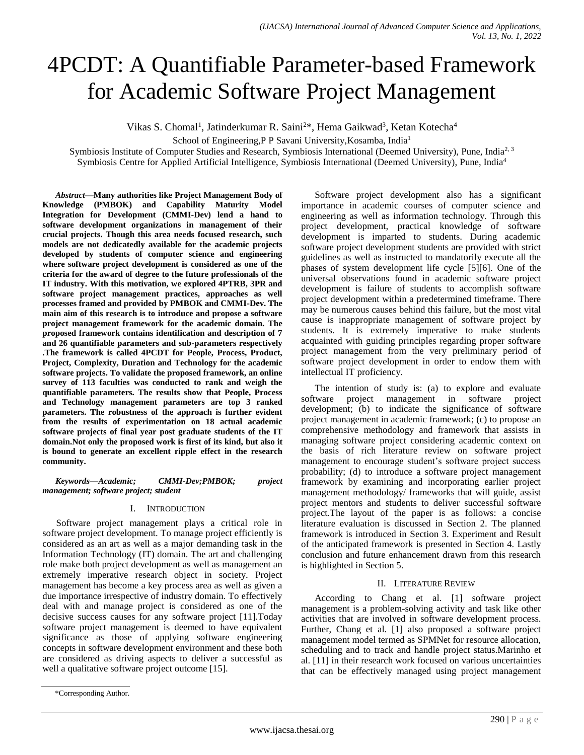# 4PCDT: A Quantifiable Parameter-based Framework for Academic Software Project Management

Vikas S. Chomal[1], Jatinderkumar R. Saini[2]*, Hema Gaikwad[3], Ketan Kotecha[4]

School of Engineering,P P Savani University,Kosamba, India[1]

Symbiosis Institute of Computer Studies and Research, Symbiosis International (Deemed University), Pune, India[2, 3]

Symbiosis Centre for Applied Artificial Intelligence, Symbiosis International (Deemed University), Pune, India[4]

***Abstract*—Many authorities like Project Management Body of Knowledge (PMBOK) and Capability Maturity Model Integration for Development (CMMI-Dev) lend a hand to software development organizations in management of their crucial projects. Though this area needs focused research, such models are not dedicatedly available for the academic projects developed by students of computer science and engineering where software project development is considered as one of the criteria for the award of degree to the future professionals of the IT industry. With this motivation, we explored 4PTRB, 3PR and software project management practices, approaches as well processes framed and provided by PMBOK and CMMI-Dev. The main aim of this research is to introduce and propose a software project management framework for the academic domain. The proposed framework contains identification and description of 7 and 26 quantifiable parameters and sub-parameters respectively .The framework is called 4PCDT for People, Process, Product, Project, Complexity, Duration and Technology for the academic software projects. To validate the proposed framework, an online survey of 113 faculties was conducted to rank and weigh the quantifiable parameters. The results show that People, Process and Technology management parameters are top 3 ranked parameters. The robustness of the approach is further evident from the results of experimentation on 18 actual academic software projects of final year post graduate students of the IT domain.Not only the proposed work is first of its kind, but also it is bound to generate an excellent ripple effect in the research community.**

***Keywords*—*Academic; CMMI-Dev;PMBOK; project management; software project; student***

## I. Introduction

Software project management plays a critical role in software project development. To manage project efficiently is considered as an art as well as a major demanding task in the Information Technology (IT) domain. The art and challenging role make both project development as well as management an extremely imperative research object in society. Project management has become a key process area as well as given a due importance irrespective of industry domain. To effectively deal with and manage project is considered as one of the decisive success causes for any software project [11].Today software project management is deemed to have equivalent significance as those of applying software engineering concepts in software development environment and these both are considered as driving aspects to deliver a successful as well a qualitative software project outcome [15].

Software project development also has a significant importance in academic courses of computer science and engineering as well as information technology. Through this project development, practical knowledge of software development is imparted to students. During academic software project development students are provided with strict guidelines as well as instructed to mandatorily execute all the phases of system development life cycle [5][6]. One of the universal observations found in academic software project development is failure of students to accomplish software project development within a predetermined timeframe. There may be numerous causes behind this failure, but the most vital cause is inappropriate management of software project by students. It is extremely imperative to make students acquainted with guiding principles regarding proper software project management from the very preliminary period of software project development in order to endow them with intellectual IT proficiency.

The intention of study is: (a) to explore and evaluate software project management in software project development; (b) to indicate the significance of software project management in academic framework; (c) to propose an comprehensive methodology and framework that assists in managing software project considering academic context on the basis of rich literature review on software project management to encourage student's software project success probability; (d) to introduce a software project management framework by examining and incorporating earlier project management methodology/ frameworks that will guide, assist project mentors and students to deliver successful software project.The layout of the paper is as follows: a concise literature evaluation is discussed in Section 2. The planned framework is introduced in Section 3. Experiment and Result of the anticipated framework is presented in Section 4. Lastly conclusion and future enhancement drawn from this research is highlighted in Section 5.

## II. Literature Review

According to Chang et al. [1] software project management is a problem-solving activity and task like other activities that are involved in software development process. Further, Chang et al. [1] also proposed a software project management model termed as SPMNet for resource allocation, scheduling and to track and handle project status.Marinho et al. [11] in their research work focused on various uncertainties that can be effectively managed using project management

*Corresponding Author.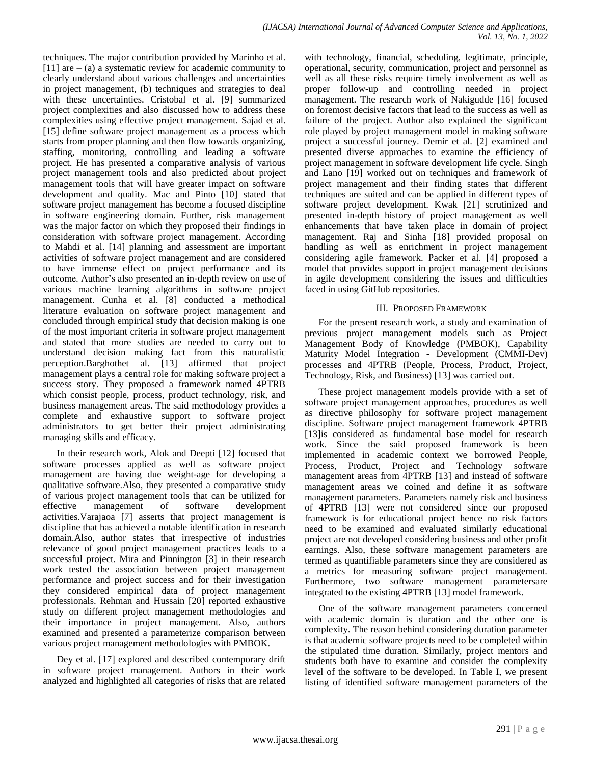techniques. The major contribution provided by Marinho et al. [11] are – (a) a systematic review for academic community to clearly understand about various challenges and uncertainties in project management, (b) techniques and strategies to deal with these uncertainties. Cristobal et al. [9] summarized project complexities and also discussed how to address these complexities using effective project management. Sajad et al. [15] define software project management as a process which starts from proper planning and then flow towards organizing, staffing, monitoring, controlling and leading a software project. He has presented a comparative analysis of various project management tools and also predicted about project management tools that will have greater impact on software development and quality. Mac and Pinto [10] stated that software project management has become a focused discipline in software engineering domain. Further, risk management was the major factor on which they proposed their findings in consideration with software project management. According to Mahdi et al. [14] planning and assessment are important activities of software project management and are considered to have immense effect on project performance and its outcome. Author's also presented an in-depth review on use of various machine learning algorithms in software project management. Cunha et al. [8] conducted a methodical literature evaluation on software project management and concluded through empirical study that decision making is one of the most important criteria in software project management and stated that more studies are needed to carry out to understand decision making fact from this naturalistic perception.Barghothet al. [13] affirmed that project management plays a central role for making software project a success story. They proposed a framework named 4PTRB which consist people, process, product technology, risk, and business management areas. The said methodology provides a complete and exhaustive support to software project administrators to get better their project administrating managing skills and efficacy.

In their research work, Alok and Deepti [12] focused that software processes applied as well as software project management are having due weight-age for developing a qualitative software.Also, they presented a comparative study of various project management tools that can be utilized for effective management of software development activities.Varajaoa [7] asserts that project management is discipline that has achieved a notable identification in research domain.Also, author states that irrespective of industries relevance of good project management practices leads to a successful project. Mira and Pinnington [3] in their research work tested the association between project management performance and project success and for their investigation they considered empirical data of project management professionals. Rehman and Hussain [20] reported exhaustive study on different project management methodologies and their importance in project management. Also, authors examined and presented a parameterize comparison between various project management methodologies with PMBOK.

Dey et al. [17] explored and described contemporary drift in software project management. Authors in their work analyzed and highlighted all categories of risks that are related with technology, financial, scheduling, legitimate, principle, operational, security, communication, project and personnel as well as all these risks require timely involvement as well as proper follow-up and controlling needed in project management. The research work of Nakigudde [16] focused on foremost decisive factors that lead to the success as well as failure of the project. Author also explained the significant role played by project management model in making software project a successful journey. Demir et al. [2] examined and presented diverse approaches to examine the efficiency of project management in software development life cycle. Singh and Lano [19] worked out on techniques and framework of project management and their finding states that different techniques are suited and can be applied in different types of software project development. Kwak [21] scrutinized and presented in-depth history of project management as well enhancements that have taken place in domain of project management. Raj and Sinha [18] provided proposal on handling as well as enrichment in project management considering agile framework. Packer et al. [4] proposed a model that provides support in project management decisions in agile development considering the issues and difficulties faced in using GitHub repositories.

## III. Proposed Framework

For the present research work, a study and examination of previous project management models such as Project Management Body of Knowledge (PMBOK), Capability Maturity Model Integration - Development (CMMI-Dev) processes and 4PTRB (People, Process, Product, Project, Technology, Risk, and Business) [13] was carried out.

These project management models provide with a set of software project management approaches, procedures as well as directive philosophy for software project management discipline. Software project management framework 4PTRB [13]is considered as fundamental base model for research work. Since the said proposed framework is been implemented in academic context we borrowed People, Process, Product, Project and Technology software management areas from 4PTRB [13] and instead of software management areas we coined and define it as software management parameters. Parameters namely risk and business of 4PTRB [13] were not considered since our proposed framework is for educational project hence no risk factors need to be examined and evaluated similarly educational project are not developed considering business and other profit earnings. Also, these software management parameters are termed as quantifiable parameters since they are considered as a metrics for measuring software project management. Furthermore, two software management parametersare integrated to the existing 4PTRB [13] model framework.

One of the software management parameters concerned with academic domain is duration and the other one is complexity. The reason behind considering duration parameter is that academic software projects need to be completed within the stipulated time duration. Similarly, project mentors and students both have to examine and consider the complexity level of the software to be developed. In Table I, we present listing of identified software management parameters of the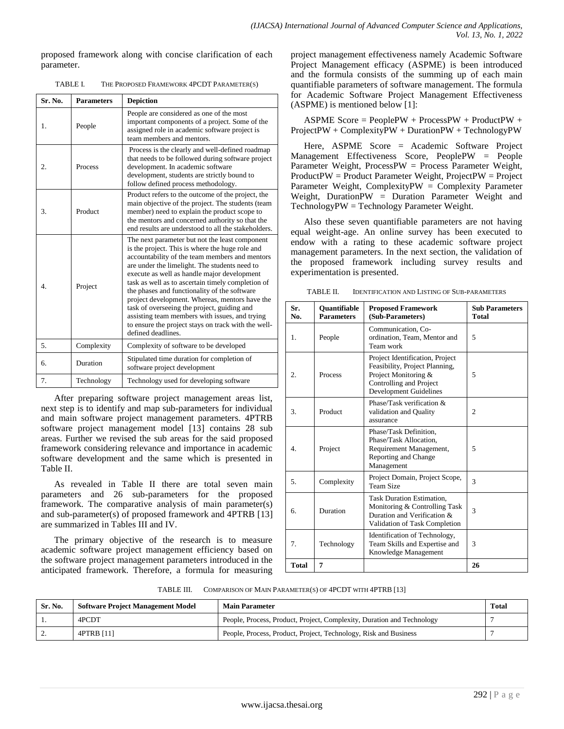proposed framework along with concise clarification of each parameter.

TABLE I. THE PROPOSED FRAMEWORK 4PCDT PARAMETER(S)

| Sr. No. | Parameters | Depiction |
|---|---|---|
| 1. | People | People are considered as one of the most important components of a project. Some of the assigned role in academic software project is team members and mentors. |
| 2. | Process | Process is the clearly and well-defined roadmap that needs to be followed during software project development. In academic software development, students are strictly bound to follow defined process methodology. |
| 3. | Product | Product refers to the outcome of the project, the main objective of the project. The students (team member) need to explain the product scope to the mentors and concerned authority so that the end results are understood to all the stakeholders. |
| 4. | Project | The next parameter but not the least component is the project. This is where the huge role and accountability of the team members and mentors are under the limelight. The students need to execute as well as handle major development task as well as to ascertain timely completion of the phases and functionality of the software project development. Whereas, mentors have the task of overseeing the project, guiding and assisting team members with issues, and trying to ensure the project stays on track with the well-defined deadlines. |
| 5. | Complexity | Complexity of software to be developed |
| 6. | Duration | Stipulated time duration for completion of software project development |
| 7. | Technology | Technology used for developing software |

After preparing software project management areas list, next step is to identify and map sub-parameters for individual and main software project management parameters. 4PTRB software project management model [13] contains 28 sub areas. Further we revised the sub areas for the said proposed framework considering relevance and importance in academic software development and the same which is presented in Table II.

As revealed in Table II there are total seven main parameters and 26 sub-parameters for the proposed framework. The comparative analysis of main parameter(s) and sub-parameter(s) of proposed framework and 4PTRB [13] are summarized in Tables III and IV.

The primary objective of the research is to measure academic software project management efficiency based on the software project management parameters introduced in the anticipated framework. Therefore, a formula for measuring project management effectiveness namely Academic Software Project Management efficacy (ASPME) is been introduced and the formula consists of the summing up of each main quantifiable parameters of software management. The formula for Academic Software Project Management Effectiveness (ASPME) is mentioned below [1]:

ASPME Score = PeoplePW + ProcessPW + ProductPW + ProjectPW + ComplexityPW + DurationPW + TechnologyPW

Here, ASPME Score = Academic Software Project Management Effectiveness Score, PeoplePW = People Parameter Weight, ProcessPW = Process Parameter Weight, ProductPW = Product Parameter Weight, ProjectPW = Project Parameter Weight, ComplexityPW = Complexity Parameter Weight, DurationPW = Duration Parameter Weight and TechnologyPW = Technology Parameter Weight.

Also these seven quantifiable parameters are not having equal weight-age. An online survey has been executed to endow with a rating to these academic software project management parameters. In the next section, the validation of the proposed framework including survey results and experimentation is presented.

TABLE II. IDENTIFICATION AND LISTING OF SUB-PARAMETERS

| Sr. No. | Quantifiable Parameters | Proposed Framework (Sub-Parameters) | Sub Parameters Total |
|---|---|---|---|
| 1. | People | Communication, Co-ordination, Team, Mentor and Team work | 5 |
| 2. | Process | Project Identification, Project Feasibility, Project Planning, Project Monitoring & Controlling and Project Development Guidelines | 5 |
| 3. | Product | Phase/Task verification & validation and Quality assurance | 2 |
| 4. | Project | Phase/Task Definition, Phase/Task Allocation, Requirement Management, Reporting and Change Management | 5 |
| 5. | Complexity | Project Domain, Project Scope, Team Size | 3 |
| 6. | Duration | Task Duration Estimation, Monitoring & Controlling Task Duration and Verification & Validation of Task Completion | 3 |
| 7. | Technology | Identification of Technology, Team Skills and Expertise and Knowledge Management | 3 |
| **Total** | **7** | | **26** |

TABLE III. COMPARISON OF MAIN PARAMETER(S) OF 4PCDT WITH 4PTRB [13]

| Sr. No. | Software Project Management Model | Main Parameter | Total |
|---|---|---|---|
| 1. | 4PCDT | People, Process, Product, Project, Complexity, Duration and Technology | 7 |
| 2. | 4PTRB [11] | People, Process, Product, Project, Technology, Risk and Business | 7 |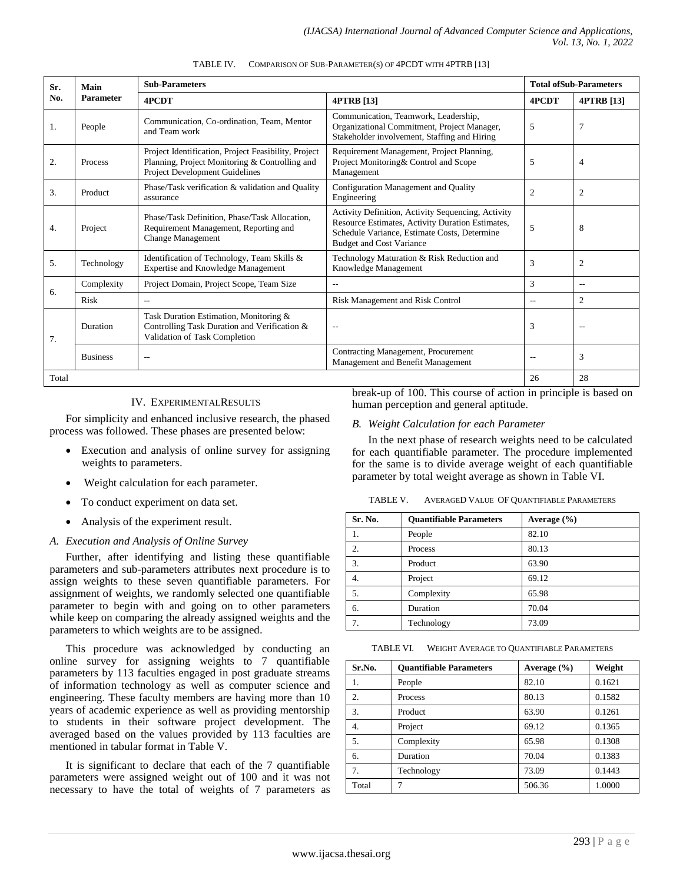TABLE IV. COMPARISON OF SUB-PARAMETER(S) OF 4PCDT WITH 4PTRB [13]

| Sr. No. | Main Parameter | Sub-Parameters | | Total ofSub-Parameters | |
|---|---|---|---|---|---|
| | | 4PCDT | 4PTRB [13] | 4PCDT | 4PTRB [13] |
| 1. | People | Communication, Co-ordination, Team, Mentor and Team work | Communication, Teamwork, Leadership, Organizational Commitment, Project Manager, Stakeholder involvement, Staffing and Hiring | 5 | 7 |
| 2. | Process | Project Identification, Project Feasibility, Project Planning, Project Monitoring & Controlling and Project Development Guidelines | Requirement Management, Project Planning, Project Monitoring& Control and Scope Management | 5 | 4 |
| 3. | Product | Phase/Task verification & validation and Quality assurance | Configuration Management and Quality Engineering | 2 | 2 |
| 4. | Project | Phase/Task Definition, Phase/Task Allocation, Requirement Management, Reporting and Change Management | Activity Definition, Activity Sequencing, Activity Resource Estimates, Activity Duration Estimates, Schedule Variance, Estimate Costs, Determine Budget and Cost Variance | 5 | 8 |
| 5. | Technology | Identification of Technology, Team Skills & Expertise and Knowledge Management | Technology Maturation & Risk Reduction and Knowledge Management | 3 | 2 |
| 6. | Complexity | Project Domain, Project Scope, Team Size | -- | 3 | -- |
| | Risk | -- | Risk Management and Risk Control | -- | 2 |
| 7. | Duration | Task Duration Estimation, Monitoring & Controlling Task Duration and Verification & Validation of Task Completion | -- | 3 | -- |
| | Business | -- | Contracting Management, Procurement Management and Benefit Management | -- | 3 |
| Total | | | | 26 | 28 |

## IV. EXPERIMENTALRESULTS

For simplicity and enhanced inclusive research, the phased process was followed. These phases are presented below:

- Execution and analysis of online survey for assigning weights to parameters.
- Weight calculation for each parameter.
- To conduct experiment on data set.
- Analysis of the experiment result.

### A. Execution and Analysis of Online Survey

Further, after identifying and listing these quantifiable parameters and sub-parameters attributes next procedure is to assign weights to these seven quantifiable parameters. For assignment of weights, we randomly selected one quantifiable parameter to begin with and going on to other parameters while keep on comparing the already assigned weights and the parameters to which weights are to be assigned.

This procedure was acknowledged by conducting an online survey for assigning weights to 7 quantifiable parameters by 113 faculties engaged in post graduate streams of information technology as well as computer science and engineering. These faculty members are having more than 10 years of academic experience as well as providing mentorship to students in their software project development. The averaged based on the values provided by 113 faculties are mentioned in tabular format in Table V.

It is significant to declare that each of the 7 quantifiable parameters were assigned weight out of 100 and it was not necessary to have the total of weights of 7 parameters as break-up of 100. This course of action in principle is based on human perception and general aptitude.

### B. Weight Calculation for each Parameter

In the next phase of research weights need to be calculated for each quantifiable parameter. The procedure implemented for the same is to divide average weight of each quantifiable parameter by total weight average as shown in Table VI.

TABLE V. AVERAGED VALUE OF QUANTIFIABLE PARAMETERS

| Sr. No. | Quantifiable Parameters | Average (%) |
|---|---|---|
| 1. | People | 82.10 |
| 2. | Process | 80.13 |
| 3. | Product | 63.90 |
| 4. | Project | 69.12 |
| 5. | Complexity | 65.98 |
| 6. | Duration | 70.04 |
| 7. | Technology | 73.09 |

TABLE VI. WEIGHT AVERAGE TO QUANTIFIABLE PARAMETERS

| Sr.No. | Quantifiable Parameters | Average (%) | Weight |
|---|---|---|---|
| 1. | People | 82.10 | 0.1621 |
| 2. | Process | 80.13 | 0.1582 |
| 3. | Product | 63.90 | 0.1261 |
| 4. | Project | 69.12 | 0.1365 |
| 5. | Complexity | 65.98 | 0.1308 |
| 6. | Duration | 70.04 | 0.1383 |
| 7. | Technology | 73.09 | 0.1443 |
| Total | 7 | 506.36 | 1.0000 |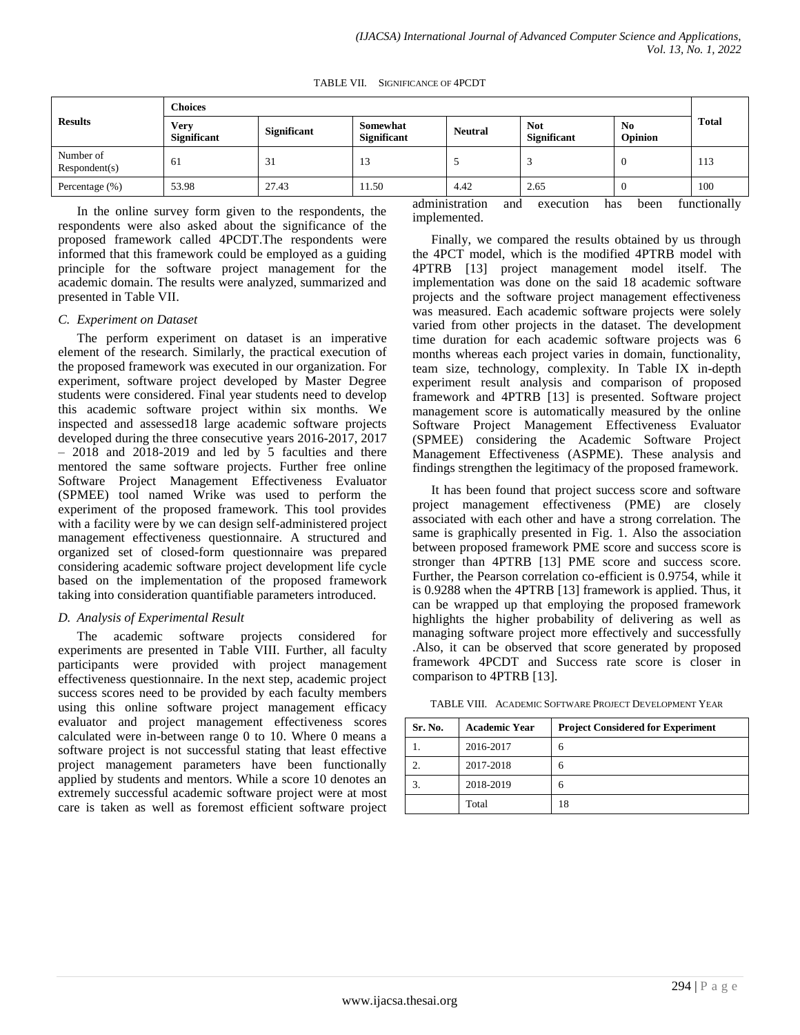TABLE VII. SIGNIFICANCE OF 4PCDT

| Results | Choices | | | | | | Total |
|---|---|---|---|---|---|---|---|
| | Very Significant | Significant | Somewhat Significant | Neutral | Not Significant | No Opinion | |
| Number of Respondent(s) | 61 | 31 | 13 | 5 | 3 | 0 | 113 |
| Percentage (%) | 53.98 | 27.43 | 11.50 | 4.42 | 2.65 | 0 | 100 |

In the online survey form given to the respondents, the respondents were also asked about the significance of the proposed framework called 4PCDT.The respondents were informed that this framework could be employed as a guiding principle for the software project management for the academic domain. The results were analyzed, summarized and presented in Table VII.

### C. Experiment on Dataset

The perform experiment on dataset is an imperative element of the research. Similarly, the practical execution of the proposed framework was executed in our organization. For experiment, software project developed by Master Degree students were considered. Final year students need to develop this academic software project within six months. We inspected and assessed18 large academic software projects developed during the three consecutive years 2016-2017, 2017 – 2018 and 2018-2019 and led by 5 faculties and there mentored the same software projects. Further free online Software Project Management Effectiveness Evaluator (SPMEE) tool named Wrike was used to perform the experiment of the proposed framework. This tool provides with a facility were by we can design self-administered project management effectiveness questionnaire. A structured and organized set of closed-form questionnaire was prepared considering academic software project development life cycle based on the implementation of the proposed framework taking into consideration quantifiable parameters introduced.

### D. Analysis of Experimental Result

The academic software projects considered for experiments are presented in Table VIII. Further, all faculty participants were provided with project management effectiveness questionnaire. In the next step, academic project success scores need to be provided by each faculty members using this online software project management efficacy evaluator and project management effectiveness scores calculated were in-between range 0 to 10. Where 0 means a software project is not successful stating that least effective project management parameters have been functionally applied by students and mentors. While a score 10 denotes an extremely successful academic software project were at most care is taken as well as foremost efficient software project administration and execution has been functionally implemented.

Finally, we compared the results obtained by us through the 4PCT model, which is the modified 4PTRB model with 4PTRB [13] project management model itself. The implementation was done on the said 18 academic software projects and the software project management effectiveness was measured. Each academic software projects were solely varied from other projects in the dataset. The development time duration for each academic software projects was 6 months whereas each project varies in domain, functionality, team size, technology, complexity. In Table IX in-depth experiment result analysis and comparison of proposed framework and 4PTRB [13] is presented. Software project management score is automatically measured by the online Software Project Management Effectiveness Evaluator (SPMEE) considering the Academic Software Project Management Effectiveness (ASPME). These analysis and findings strengthen the legitimacy of the proposed framework.

It has been found that project success score and software project management effectiveness (PME) are closely associated with each other and have a strong correlation. The same is graphically presented in Fig. 1. Also the association between proposed framework PME score and success score is stronger than 4PTRB [13] PME score and success score. Further, the Pearson correlation co-efficient is 0.9754, while it is 0.9288 when the 4PTRB [13] framework is applied. Thus, it can be wrapped up that employing the proposed framework highlights the higher probability of delivering as well as managing software project more effectively and successfully .Also, it can be observed that score generated by proposed framework 4PCDT and Success rate score is closer in comparison to 4PTRB [13].

TABLE VIII. ACADEMIC SOFTWARE PROJECT DEVELOPMENT YEAR

| Sr. No. | Academic Year | Project Considered for Experiment |
|---|---|---|
| 1. | 2016-2017 | 6 |
| 2. | 2017-2018 | 6 |
| 3. | 2018-2019 | 6 |
| | Total | 18 |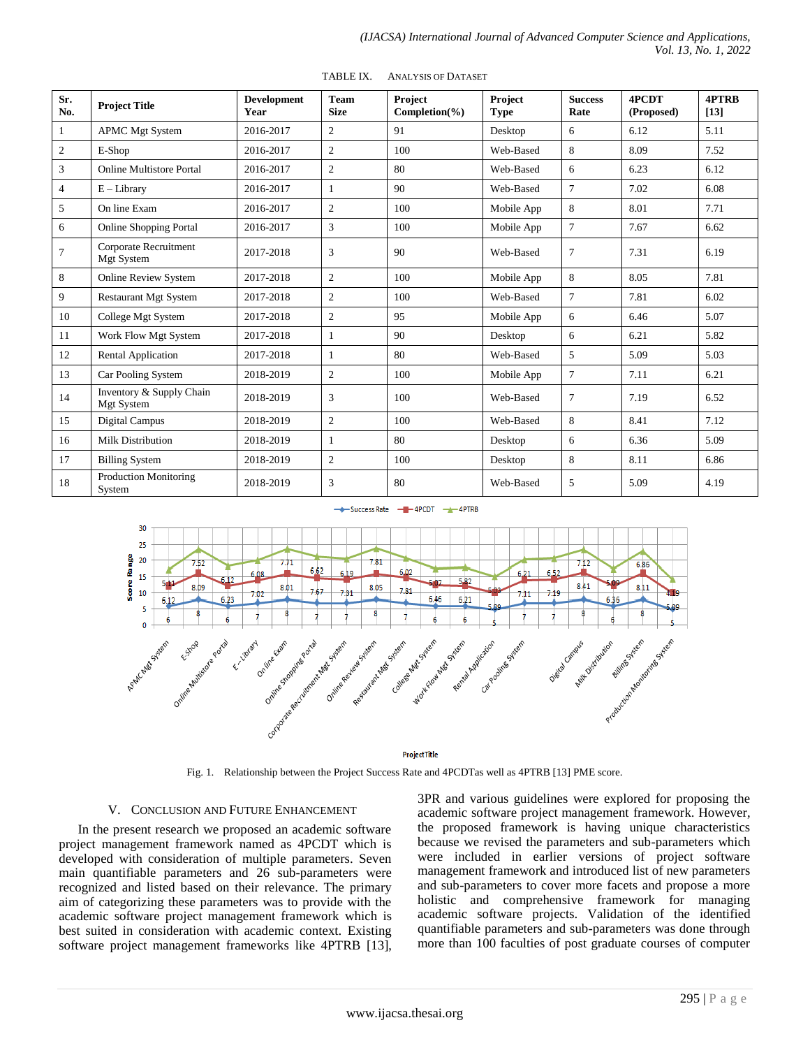TABLE IX. ANALYSIS OF DATASET

| Sr. No. | Project Title | Development Year | Team Size | Project Completion(%) | Project Type | Success Rate | 4PCDT (Proposed) | 4PTRB [13] |
|---|---|---|---|---|---|---|---|---|
| 1 | APMC Mgt System | 2016-2017 | 2 | 91 | Desktop | 6 | 6.12 | 5.11 |
| 2 | E-Shop | 2016-2017 | 2 | 100 | Web-Based | 8 | 8.09 | 7.52 |
| 3 | Online Multistore Portal | 2016-2017 | 2 | 80 | Web-Based | 6 | 6.23 | 6.12 |
| 4 | E – Library | 2016-2017 | 1 | 90 | Web-Based | 7 | 7.02 | 6.08 |
| 5 | On line Exam | 2016-2017 | 2 | 100 | Mobile App | 8 | 8.01 | 7.71 |
| 6 | Online Shopping Portal | 2016-2017 | 3 | 100 | Mobile App | 7 | 7.67 | 6.62 |
| 7 | Corporate Recruitment Mgt System | 2017-2018 | 3 | 90 | Web-Based | 7 | 7.31 | 6.19 |
| 8 | Online Review System | 2017-2018 | 2 | 100 | Mobile App | 8 | 8.05 | 7.81 |
| 9 | Restaurant Mgt System | 2017-2018 | 2 | 100 | Web-Based | 7 | 7.81 | 6.02 |
| 10 | College Mgt System | 2017-2018 | 2 | 95 | Mobile App | 6 | 6.46 | 5.07 |
| 11 | Work Flow Mgt System | 2017-2018 | 1 | 90 | Desktop | 6 | 6.21 | 5.82 |
| 12 | Rental Application | 2017-2018 | 1 | 80 | Web-Based | 5 | 5.09 | 5.03 |
| 13 | Car Pooling System | 2018-2019 | 2 | 100 | Mobile App | 7 | 7.11 | 6.21 |
| 14 | Inventory & Supply Chain Mgt System | 2018-2019 | 3 | 100 | Web-Based | 7 | 7.19 | 6.52 |
| 15 | Digital Campus | 2018-2019 | 2 | 100 | Web-Based | 8 | 8.41 | 7.12 |
| 16 | Milk Distribution | 2018-2019 | 1 | 80 | Desktop | 6 | 6.36 | 5.09 |
| 17 | Billing System | 2018-2019 | 2 | 100 | Desktop | 8 | 8.11 | 6.86 |
| 18 | Production Monitoring System | 2018-2019 | 3 | 80 | Web-Based | 5 | 5.09 | 4.19 |

Fig. 1. Relationship between the Project Success Rate and 4PCDTas well as 4PTRB [13] PME score.

## V. CONCLUSION AND FUTURE ENHANCEMENT

In the present research we proposed an academic software project management framework named as 4PCDT which is developed with consideration of multiple parameters. Seven main quantifiable parameters and 26 sub-parameters were recognized and listed based on their relevance. The primary aim of categorizing these parameters was to provide with the academic software project management framework which is best suited in consideration with academic context. Existing software project management frameworks like 4PTRB [13], 3PR and various guidelines were explored for proposing the academic software project management framework. However, the proposed framework is having unique characteristics because we revised the parameters and sub-parameters which were included in earlier versions of project software management framework and introduced list of new parameters and sub-parameters to cover more facets and propose a more holistic and comprehensive framework for managing academic software projects. Validation of the identified quantifiable parameters and sub-parameters was done through more than 100 faculties of post graduate courses of computer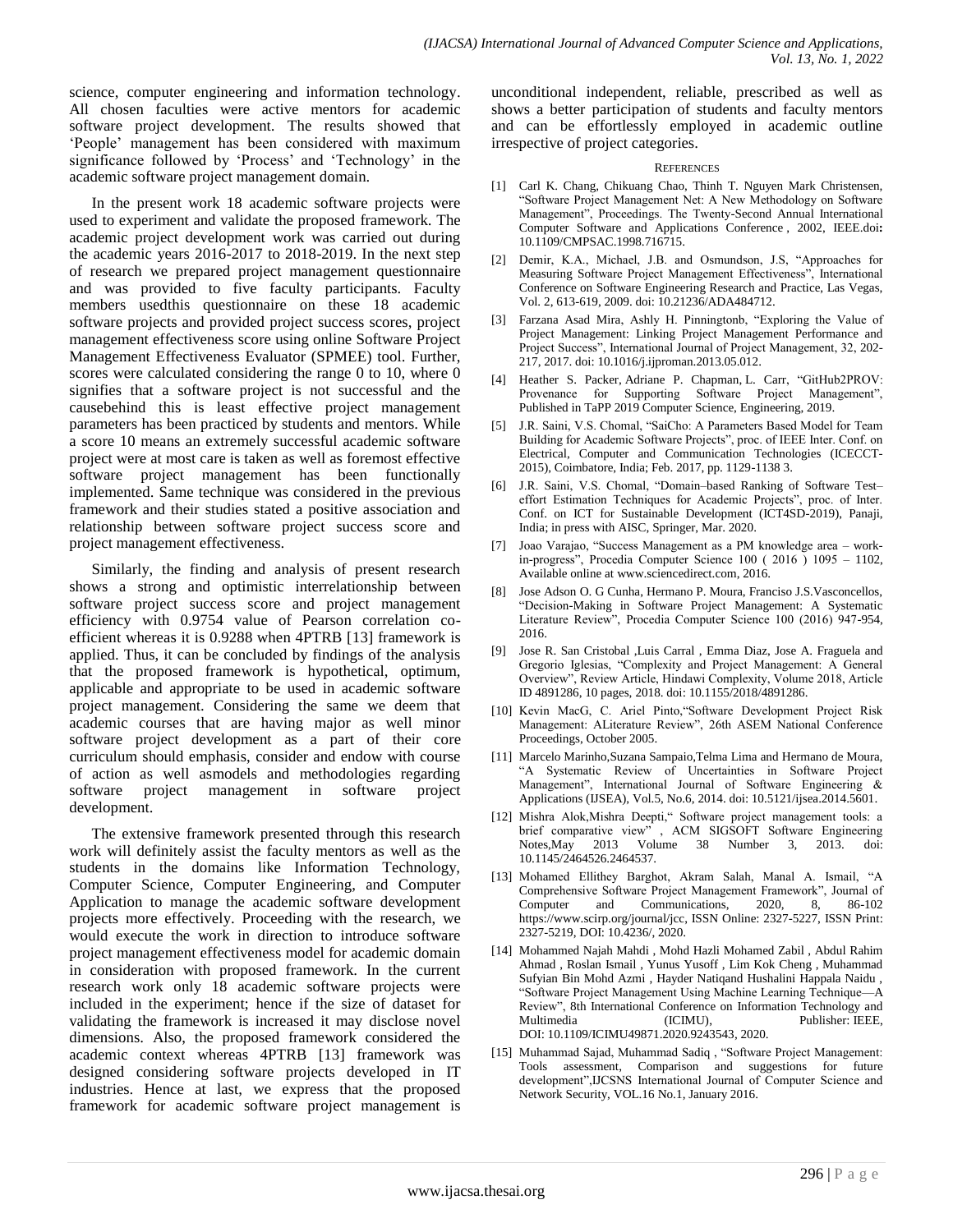science, computer engineering and information technology. All chosen faculties were active mentors for academic software project development. The results showed that 'People' management has been considered with maximum significance followed by 'Process' and 'Technology' in the academic software project management domain.

In the present work 18 academic software projects were used to experiment and validate the proposed framework. The academic project development work was carried out during the academic years 2016-2017 to 2018-2019. In the next step of research we prepared project management questionnaire and was provided to five faculty participants. Faculty members usedthis questionnaire on these 18 academic software projects and provided project success scores, project management effectiveness score using online Software Project Management Effectiveness Evaluator (SPMEE) tool. Further, scores were calculated considering the range 0 to 10, where 0 signifies that a software project is not successful and the causebehind this is least effective project management parameters has been practiced by students and mentors. While a score 10 means an extremely successful academic software project were at most care is taken as well as foremost effective software project management has been functionally implemented. Same technique was considered in the previous framework and their studies stated a positive association and relationship between software project success score and project management effectiveness.

Similarly, the finding and analysis of present research shows a strong and optimistic interrelationship between software project success score and project management efficiency with 0.9754 value of Pearson correlation co-efficient whereas it is 0.9288 when 4PTRB [13] framework is applied. Thus, it can be concluded by findings of the analysis that the proposed framework is hypothetical, optimum, applicable and appropriate to be used in academic software project management. Considering the same we deem that academic courses that are having major as well minor software project development as a part of their core curriculum should emphasis, consider and endow with course of action as well asmodels and methodologies regarding software project management in software project development.

The extensive framework presented through this research work will definitely assist the faculty mentors as well as the students in the domains like Information Technology, Computer Science, Computer Engineering, and Computer Application to manage the academic software development projects more effectively. Proceeding with the research, we would execute the work in direction to introduce software project management effectiveness model for academic domain in consideration with proposed framework. In the current research work only 18 academic software projects were included in the experiment; hence if the size of dataset for validating the framework is increased it may disclose novel dimensions. Also, the proposed framework considered the academic context whereas 4PTRB [13] framework was designed considering software projects developed in IT industries. Hence at last, we express that the proposed framework for academic software project management is unconditional independent, reliable, prescribed as well as shows a better participation of students and faculty mentors and can be effortlessly employed in academic outline irrespective of project categories.

## References

[1] Carl K. Chang, Chikuang Chao, Thinh T. Nguyen Mark Christensen, "Software Project Management Net: A New Methodology on Software Management", Proceedings. The Twenty-Second Annual International Computer Software and Applications Conference , 2002, IEEE.doi: 10.1109/CMPSAC.1998.716715.

[2] Demir, K.A., Michael, J.B. and Osmundson, J.S, "Approaches for Measuring Software Project Management Effectiveness", International Conference on Software Engineering Research and Practice, Las Vegas, Vol. 2, 613-619, 2009. doi: 10.21236/ADA484712.

[3] Farzana Asad Mira, Ashly H. Pinningtonb, "Exploring the Value of Project Management: Linking Project Management Performance and Project Success", International Journal of Project Management, 32, 202-217, 2017. doi: 10.1016/j.ijproman.2013.05.012.

[4] Heather S. Packer, Adriane P. Chapman, L. Carr, "GitHub2PROV: Provenance for Supporting Software Project Management", Published in TaPP 2019 Computer Science, Engineering, 2019.

[5] J.R. Saini, V.S. Chomal, "SaiCho: A Parameters Based Model for Team Building for Academic Software Projects", proc. of IEEE Inter. Conf. on Electrical, Computer and Communication Technologies (ICECCT-2015), Coimbatore, India; Feb. 2017, pp. 1129-1138 3.

[6] J.R. Saini, V.S. Chomal, "Domain–based Ranking of Software Test–effort Estimation Techniques for Academic Projects", proc. of Inter. Conf. on ICT for Sustainable Development (ICT4SD-2019), Panaji, India; in press with AISC, Springer, Mar. 2020.

[7] Joao Varajao, "Success Management as a PM knowledge area – work-in-progress", Procedia Computer Science 100 ( 2016 ) 1095 – 1102, Available online at www.sciencedirect.com, 2016.

[8] Jose Adson O. G Cunha, Hermano P. Moura, Franciso J.S.Vasconcellos, "Decision-Making in Software Project Management: A Systematic Literature Review", Procedia Computer Science 100 (2016) 947-954, 2016.

[9] Jose R. San Cristobal ,Luis Carral , Emma Diaz, Jose A. Fraguela and Gregorio Iglesias, "Complexity and Project Management: A General Overview", Review Article, Hindawi Complexity, Volume 2018, Article ID 4891286, 10 pages, 2018. doi: 10.1155/2018/4891286.

[10] Kevin MacG, C. Ariel Pinto,"Software Development Project Risk Management: ALiterature Review", 26th ASEM National Conference Proceedings, October 2005.

[11] Marcelo Marinho,Suzana Sampaio,Telma Lima and Hermano de Moura, "A Systematic Review of Uncertainties in Software Project Management", International Journal of Software Engineering & Applications (IJSEA), Vol.5, No.6, 2014. doi: 10.5121/ijsea.2014.5601.

[12] Mishra Alok,Mishra Deepti," Software project management tools: a brief comparative view" , ACM SIGSOFT Software Engineering Notes,May 2013 Volume 38 Number 3, 2013. doi: 10.1145/2464526.2464537.

[13] Mohamed Ellithey Barghot, Akram Salah, Manal A. Ismail, "A Comprehensive Software Project Management Framework", Journal of Computer and Communications, 2020, 8, 86-102 https://www.scirp.org/journal/jcc, ISSN Online: 2327-5227, ISSN Print: 2327-5219, DOI: 10.4236/, 2020.

[14] Mohammed Najah Mahdi , Mohd Hazli Mohamed Zabil , Abdul Rahim Ahmad , Roslan Ismail , Yunus Yusoff , Lim Kok Cheng , Muhammad Sufyian Bin Mohd Azmi , Hayder Natiqand Hushalini Happala Naidu , "Software Project Management Using Machine Learning Technique—A Review", 8th International Conference on Information Technology and Multimedia (ICIMU), Publisher: IEEE, DOI: 10.1109/ICIMU49871.2020.9243543, 2020.

[15] Muhammad Sajad, Muhammad Sadiq , "Software Project Management: Tools assessment, Comparison and suggestions for future development",IJCSNS International Journal of Computer Science and Network Security, VOL.16 No.1, January 2016.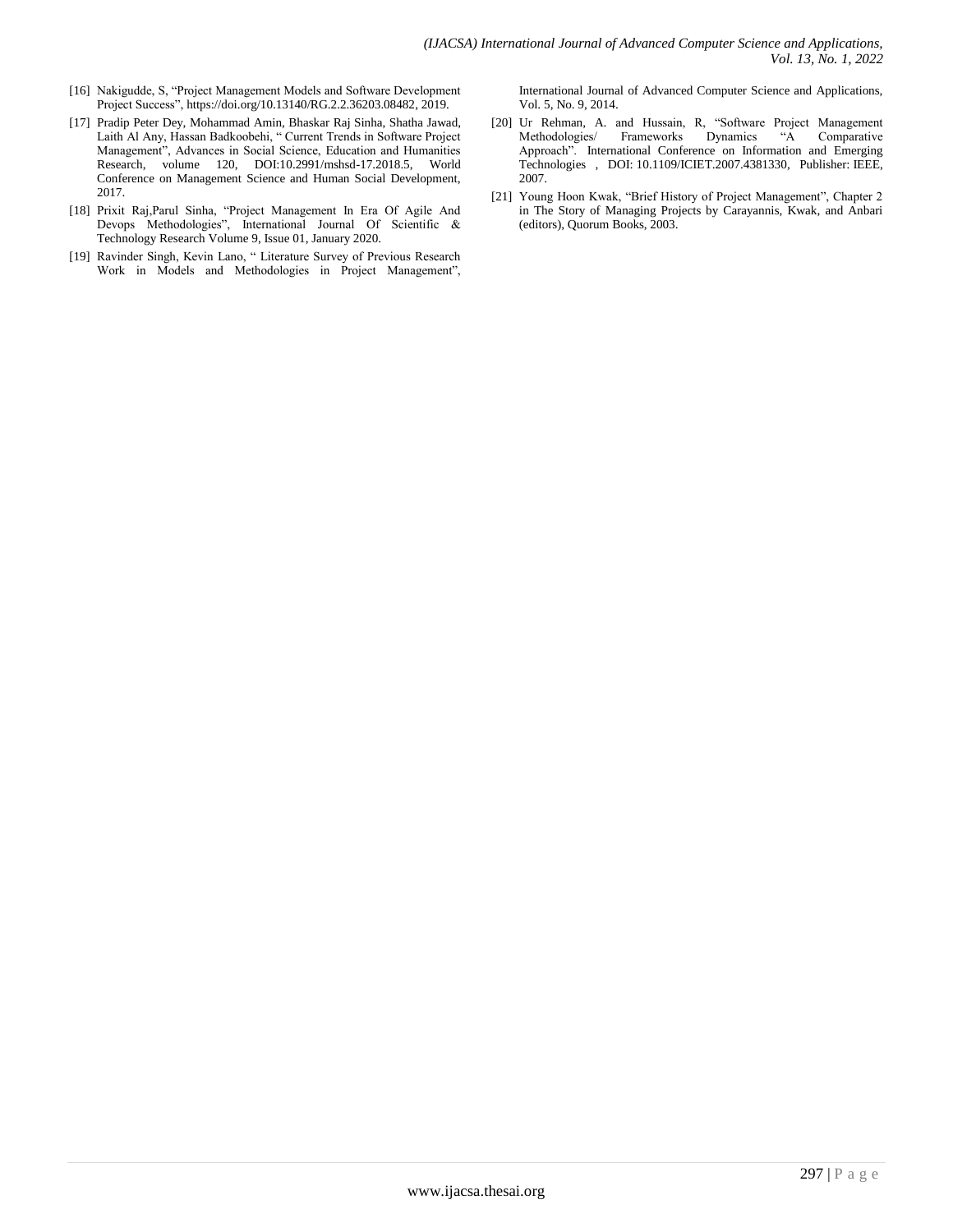[16] Nakigudde, S, "Project Management Models and Software Development Project Success", https://doi.org/10.13140/RG.2.2.36203.08482, 2019.

[17] Pradip Peter Dey, Mohammad Amin, Bhaskar Raj Sinha, Shatha Jawad, Laith Al Any, Hassan Badkoobehi, " Current Trends in Software Project Management", Advances in Social Science, Education and Humanities Research, volume 120, DOI:10.2991/mshsd-17.2018.5, World Conference on Management Science and Human Social Development, 2017.

[18] Prixit Raj,Parul Sinha, "Project Management In Era Of Agile And Devops Methodologies", International Journal Of Scientific & Technology Research Volume 9, Issue 01, January 2020.

[19] Ravinder Singh, Kevin Lano, " Literature Survey of Previous Research Work in Models and Methodologies in Project Management", International Journal of Advanced Computer Science and Applications, Vol. 5, No. 9, 2014.

[20] Ur Rehman, A. and Hussain, R, "Software Project Management Methodologies/ Frameworks Dynamics "A Comparative Approach". International Conference on Information and Emerging Technologies , DOI: 10.1109/ICIET.2007.4381330, Publisher: IEEE, 2007.

[21] Young Hoon Kwak, "Brief History of Project Management", Chapter 2 in The Story of Managing Projects by Carayannis, Kwak, and Anbari (editors), Quorum Books, 2003.